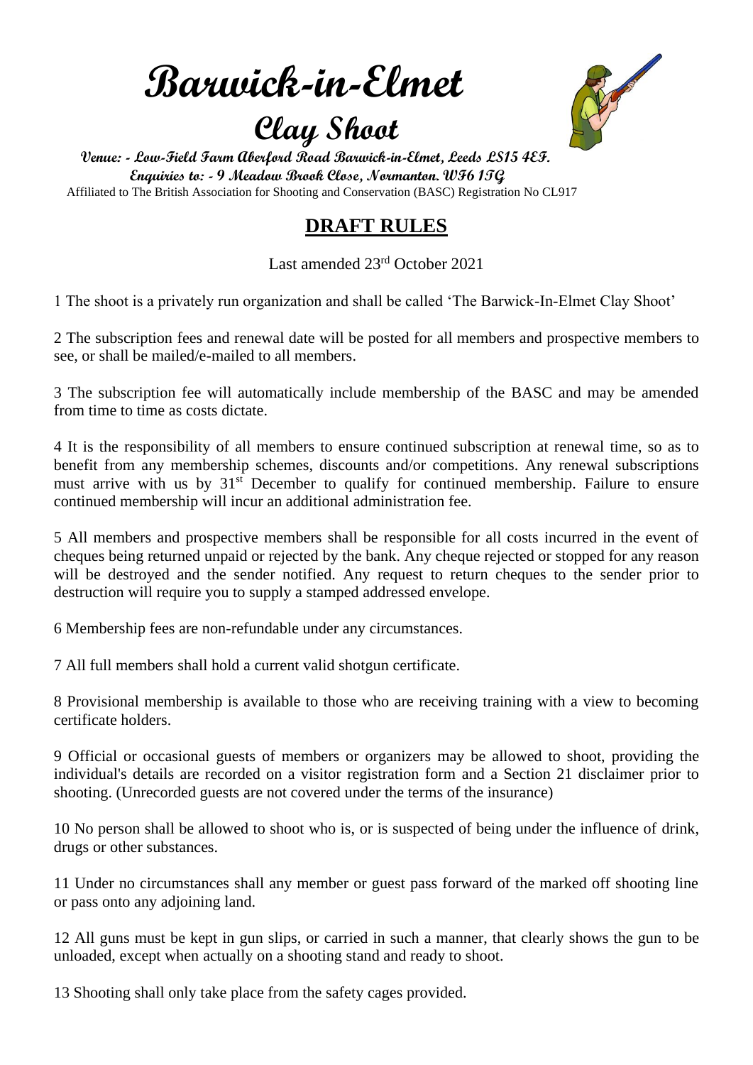# Barwick-in-Elmet

## Clay Shoot

**Venue: - Low-Field Farm Aberford Road Barwick-in-Elmet, Leeds LS15 4EF.**
**Enquiries to: - 9 Meadow Brook Close, Normanton. WF6 1TG**
Affiliated to The British Association for Shooting and Conservation (BASC) Registration No CL917

## DRAFT RULES

Last amended 23rd October 2021

1 The shoot is a privately run organization and shall be called 'The Barwick-In-Elmet Clay Shoot'

2 The subscription fees and renewal date will be posted for all members and prospective members to see, or shall be mailed/e-mailed to all members.

3 The subscription fee will automatically include membership of the BASC and may be amended from time to time as costs dictate.

4 It is the responsibility of all members to ensure continued subscription at renewal time, so as to benefit from any membership schemes, discounts and/or competitions. Any renewal subscriptions must arrive with us by 31st December to qualify for continued membership. Failure to ensure continued membership will incur an additional administration fee.

5 All members and prospective members shall be responsible for all costs incurred in the event of cheques being returned unpaid or rejected by the bank. Any cheque rejected or stopped for any reason will be destroyed and the sender notified. Any request to return cheques to the sender prior to destruction will require you to supply a stamped addressed envelope.

6 Membership fees are non-refundable under any circumstances.

7 All full members shall hold a current valid shotgun certificate.

8 Provisional membership is available to those who are receiving training with a view to becoming certificate holders.

9 Official or occasional guests of members or organizers may be allowed to shoot, providing the individual's details are recorded on a visitor registration form and a Section 21 disclaimer prior to shooting. (Unrecorded guests are not covered under the terms of the insurance)

10 No person shall be allowed to shoot who is, or is suspected of being under the influence of drink, drugs or other substances.

11 Under no circumstances shall any member or guest pass forward of the marked off shooting line or pass onto any adjoining land.

12 All guns must be kept in gun slips, or carried in such a manner, that clearly shows the gun to be unloaded, except when actually on a shooting stand and ready to shoot.

13 Shooting shall only take place from the safety cages provided.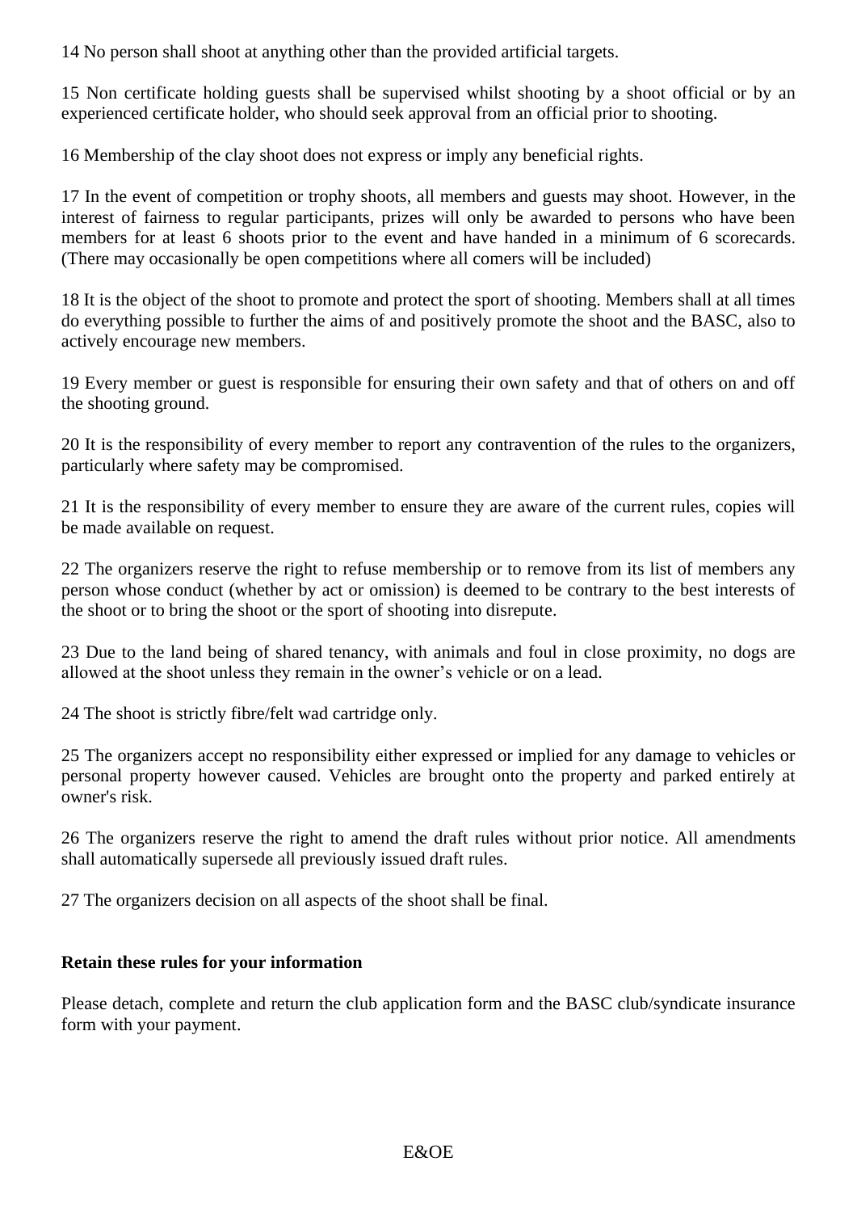14 No person shall shoot at anything other than the provided artificial targets.

15 Non certificate holding guests shall be supervised whilst shooting by a shoot official or by an experienced certificate holder, who should seek approval from an official prior to shooting.

16 Membership of the clay shoot does not express or imply any beneficial rights.

17 In the event of competition or trophy shoots, all members and guests may shoot. However, in the interest of fairness to regular participants, prizes will only be awarded to persons who have been members for at least 6 shoots prior to the event and have handed in a minimum of 6 scorecards. (There may occasionally be open competitions where all comers will be included)

18 It is the object of the shoot to promote and protect the sport of shooting. Members shall at all times do everything possible to further the aims of and positively promote the shoot and the BASC, also to actively encourage new members.

19 Every member or guest is responsible for ensuring their own safety and that of others on and off the shooting ground.

20 It is the responsibility of every member to report any contravention of the rules to the organizers, particularly where safety may be compromised.

21 It is the responsibility of every member to ensure they are aware of the current rules, copies will be made available on request.

22 The organizers reserve the right to refuse membership or to remove from its list of members any person whose conduct (whether by act or omission) is deemed to be contrary to the best interests of the shoot or to bring the shoot or the sport of shooting into disrepute.

23 Due to the land being of shared tenancy, with animals and foul in close proximity, no dogs are allowed at the shoot unless they remain in the owner's vehicle or on a lead.

24 The shoot is strictly fibre/felt wad cartridge only.

25 The organizers accept no responsibility either expressed or implied for any damage to vehicles or personal property however caused. Vehicles are brought onto the property and parked entirely at owner's risk.

26 The organizers reserve the right to amend the draft rules without prior notice. All amendments shall automatically supersede all previously issued draft rules.

27 The organizers decision on all aspects of the shoot shall be final.

**Retain these rules for your information**

Please detach, complete and return the club application form and the BASC club/syndicate insurance form with your payment.

E&OE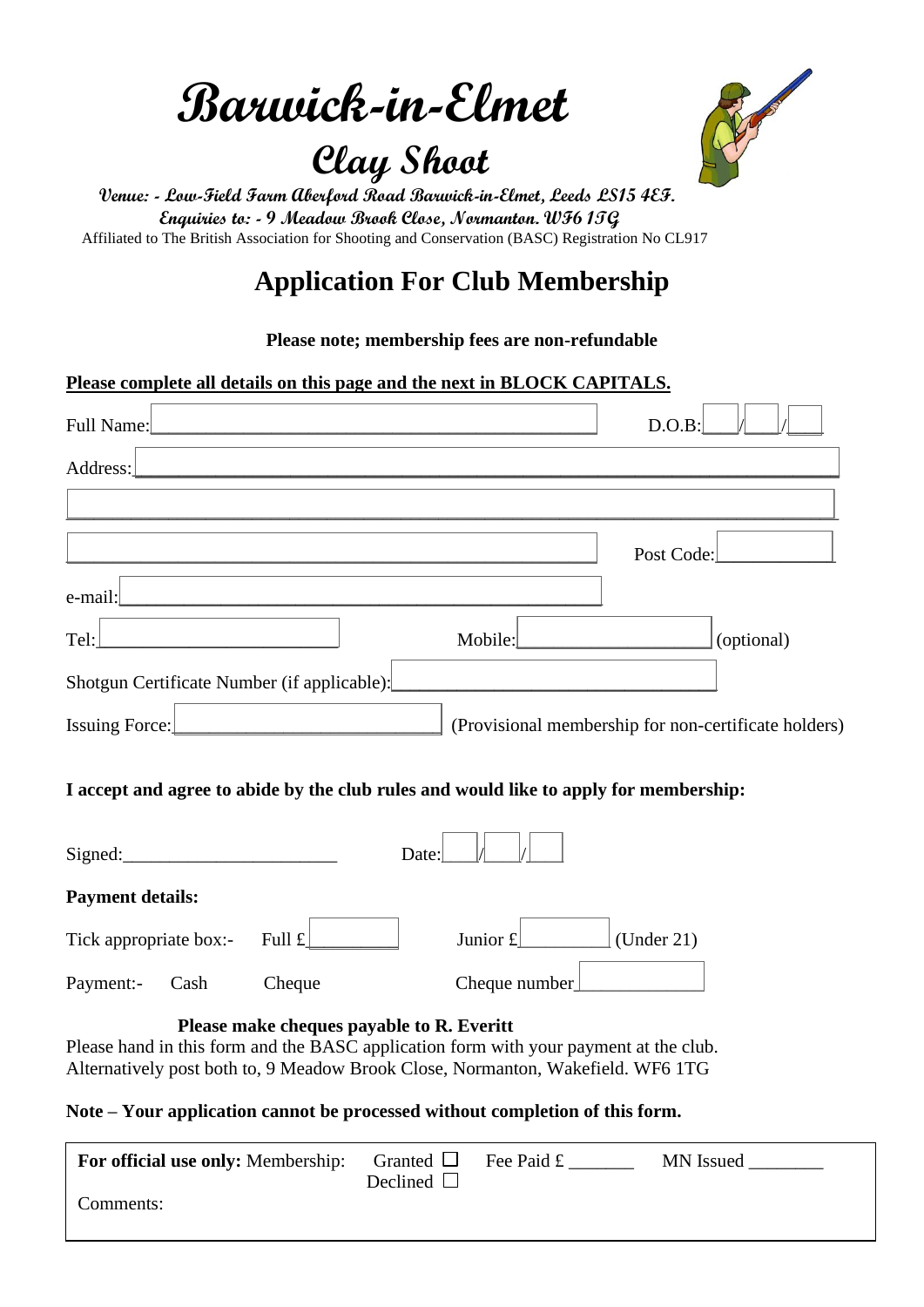# Barwick-in-Elmet

## Clay Shoot

**Venue: - Low-Field Farm Aberford Road Barwick-in-Elmet, Leeds LS15 4EF.**
**Enquiries to: - 9 Meadow Brook Close, Normanton. WF6 1TG**
Affiliated to The British Association for Shooting and Conservation (BASC) Registration No CL917

# Application For Club Membership

**Please note; membership fees are non-refundable**

**Please complete all details on this page and the next in BLOCK CAPITALS.**

Full Name:______________________________ D.O.B:___/___/___

Address:______________________________

______________________________

______________________________ Post Code:__________

e-mail:______________________________

Tel:____________________ Mobile:____________________ (optional)

Shotgun Certificate Number (if applicable):____________________

Issuing Force:____________________ (Provisional membership for non-certificate holders)

**I accept and agree to abide by the club rules and would like to apply for membership:**

Signed:______________________ Date:___/___/___

**Payment details:**

Tick appropriate box:- Full £________ Junior £________ (Under 21)

Payment:- Cash Cheque Cheque number__________

**Please make cheques payable to R. Everitt**

Please hand in this form and the BASC application form with your payment at the club.
Alternatively post both to, 9 Meadow Brook Close, Normanton, Wakefield. WF6 1TG

**Note – Your application cannot be processed without completion of this form.**

**For official use only:** Membership: Granted ☐ Declined ☐ Fee Paid £ _______ MN Issued ________

Comments: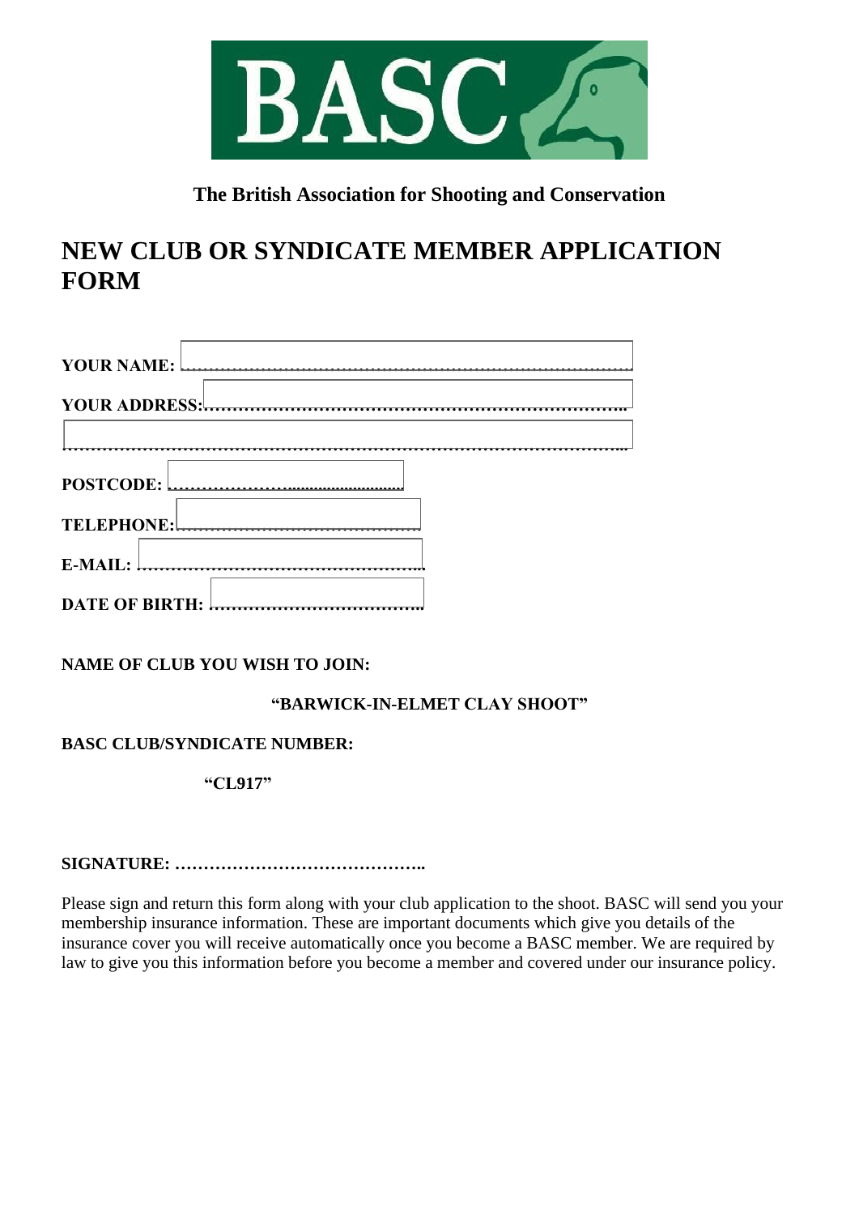BASC

**The British Association for Shooting and Conservation**

# NEW CLUB OR SYNDICATE MEMBER APPLICATION FORM

**YOUR NAME:** ………………………………………………………………………….

**YOUR ADDRESS:**…………………………………………………………………..

……………………………………………………………………………………………..

**POSTCODE:** …………………………………………

**TELEPHONE:**…………………………………………

**E-MAIL:** …………………………………………….

**DATE OF BIRTH:** ……………………………….

**NAME OF CLUB YOU WISH TO JOIN:**

**"BARWICK-IN-ELMET CLAY SHOOT"**

**BASC CLUB/SYNDICATE NUMBER:**

**"CL917"**

**SIGNATURE:** ……………………………………..

Please sign and return this form along with your club application to the shoot. BASC will send you your membership insurance information. These are important documents which give you details of the insurance cover you will receive automatically once you become a BASC member. We are required by law to give you this information before you become a member and covered under our insurance policy.